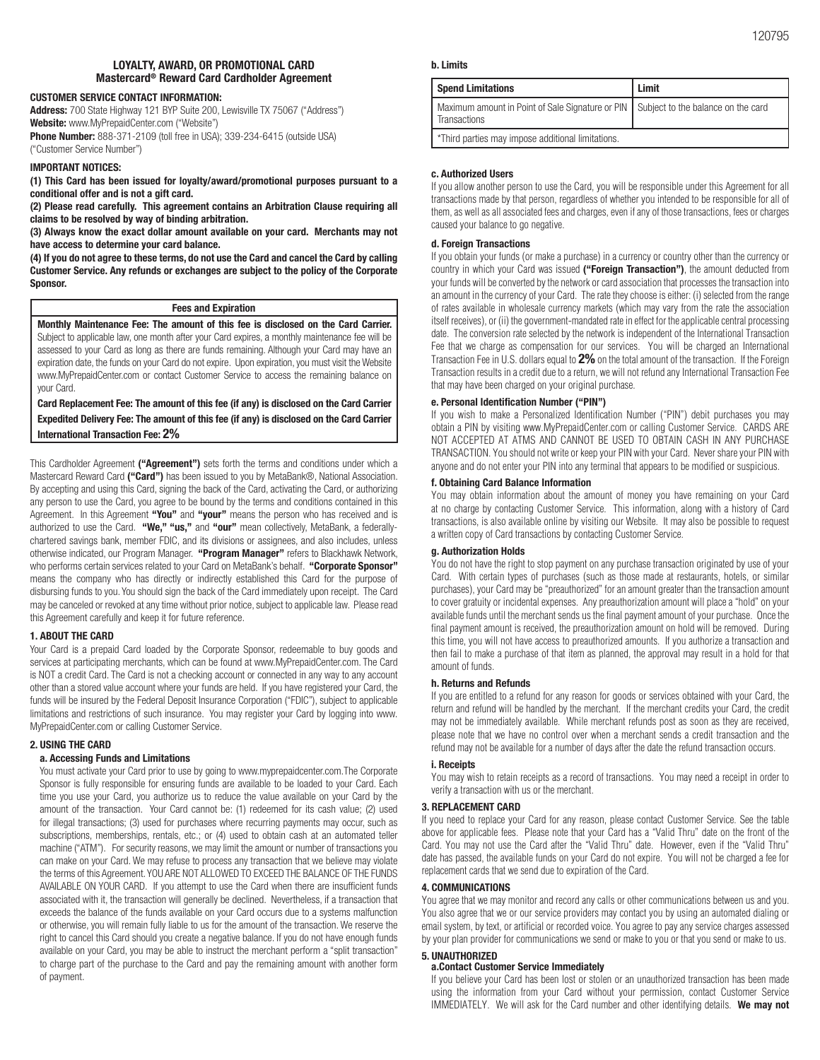## LOYALTY, AWARD, OR PROMOTIONAL CARD
## Mastercard® Reward Card Cardholder Agreement

**CUSTOMER SERVICE CONTACT INFORMATION:**

**Address:** 700 State Highway 121 BYP Suite 200, Lewisville TX 75067 ("Address")
**Website:** www.MyPrepaidCenter.com ("Website")
**Phone Number:** 888-371-2109 (toll free in USA); 339-234-6415 (outside USA) ("Customer Service Number")

**IMPORTANT NOTICES:**

**(1) This Card has been issued for loyalty/award/promotional purposes pursuant to a conditional offer and is not a gift card.**

**(2) Please read carefully. This agreement contains an Arbitration Clause requiring all claims to be resolved by way of binding arbitration.**

**(3) Always know the exact dollar amount available on your card. Merchants may not have access to determine your card balance.**

**(4) If you do not agree to these terms, do not use the Card and cancel the Card by calling Customer Service. Any refunds or exchanges are subject to the policy of the Corporate Sponsor.**

| Fees and Expiration |
|---|
| **Monthly Maintenance Fee: The amount of this fee is disclosed on the Card Carrier.** Subject to applicable law, one month after your Card expires, a monthly maintenance fee will be assessed to your Card as long as there are funds remaining. Although your Card may have an expiration date, the funds on your Card do not expire. Upon expiration, you must visit the Website www.MyPrepaidCenter.com or contact Customer Service to access the remaining balance on your Card. |
| **Card Replacement Fee: The amount of this fee (if any) is disclosed on the Card Carrier** |
| **Expedited Delivery Fee: The amount of this fee (if any) is disclosed on the Card Carrier** |
| **International Transaction Fee: 2%** |

This Cardholder Agreement **("Agreement")** sets forth the terms and conditions under which a Mastercard Reward Card **("Card")** has been issued to you by MetaBank®, National Association. By accepting and using this Card, signing the back of the Card, activating the Card, or authorizing any person to use the Card, you agree to be bound by the terms and conditions contained in this Agreement. In this Agreement **"You"** and **"your"** means the person who has received and is authorized to use the Card. **"We," "us,"** and **"our"** mean collectively, MetaBank, a federally-chartered savings bank, member FDIC, and its divisions or assignees, and also includes, unless otherwise indicated, our Program Manager. **"Program Manager"** refers to Blackhawk Network, who performs certain services related to your Card on MetaBank's behalf. **"Corporate Sponsor"** means the company who has directly or indirectly established this Card for the purpose of disbursing funds to you. You should sign the back of the Card immediately upon receipt. The Card may be canceled or revoked at any time without prior notice, subject to applicable law. Please read this Agreement carefully and keep it for future reference.

### 1. ABOUT THE CARD

Your Card is a prepaid Card loaded by the Corporate Sponsor, redeemable to buy goods and services at participating merchants, which can be found at www.MyPrepaidCenter.com. The Card is NOT a credit Card. The Card is not a checking account or connected in any way to any account other than a stored value account where your funds are held. If you have registered your Card, the funds will be insured by the Federal Deposit Insurance Corporation ("FDIC"), subject to applicable limitations and restrictions of such insurance. You may register your Card by logging into www.MyPrepaidCenter.com or calling Customer Service.

### 2. USING THE CARD

#### a. Accessing Funds and Limitations

You must activate your Card prior to use by going to www.myprepaidcenter.com.The Corporate Sponsor is fully responsible for ensuring funds are available to be loaded to your Card. Each time you use your Card, you authorize us to reduce the value available on your Card by the amount of the transaction. Your Card cannot be: (1) redeemed for its cash value; (2) used for illegal transactions; (3) used for purchases where recurring payments may occur, such as subscriptions, memberships, rentals, etc.; or (4) used to obtain cash at an automated teller machine ("ATM"). For security reasons, we may limit the amount or number of transactions you can make on your Card. We may refuse to process any transaction that we believe may violate the terms of this Agreement. YOU ARE NOT ALLOWED TO EXCEED THE BALANCE OF THE FUNDS AVAILABLE ON YOUR CARD. If you attempt to use the Card when there are insufficient funds associated with it, the transaction will generally be declined. Nevertheless, if a transaction that exceeds the balance of the funds available on your Card occurs due to a systems malfunction or otherwise, you will remain fully liable to us for the amount of the transaction. We reserve the right to cancel this Card should you create a negative balance. If you do not have enough funds available on your Card, you may be able to instruct the merchant perform a "split transaction" to charge part of the purchase to the Card and pay the remaining amount with another form of payment.

#### b. Limits

| Spend Limitations | Limit |
|---|---|
| Maximum amount in Point of Sale Signature or PIN Transactions | Subject to the balance on the card |
| *Third parties may impose additional limitations. | |

#### c. Authorized Users

If you allow another person to use the Card, you will be responsible under this Agreement for all transactions made by that person, regardless of whether you intended to be responsible for all of them, as well as all associated fees and charges, even if any of those transactions, fees or charges caused your balance to go negative.

#### d. Foreign Transactions

If you obtain your funds (or make a purchase) in a currency or country other than the currency or country in which your Card was issued **("Foreign Transaction")**, the amount deducted from your funds will be converted by the network or card association that processes the transaction into an amount in the currency of your Card. The rate they choose is either: (i) selected from the range of rates available in wholesale currency markets (which may vary from the rate the association itself receives), or (ii) the government-mandated rate in effect for the applicable central processing date. The conversion rate selected by the network is independent of the International Transaction Fee that we charge as compensation for our services. You will be charged an International Transaction Fee in U.S. dollars equal to **2%** on the total amount of the transaction. If the Foreign Transaction results in a credit due to a return, we will not refund any International Transaction Fee that may have been charged on your original purchase.

#### e. Personal Identification Number ("PIN")

If you wish to make a Personalized Identification Number ("PIN") debit purchases you may obtain a PIN by visiting www.MyPrepaidCenter.com or calling Customer Service. CARDS ARE NOT ACCEPTED AT ATMS AND CANNOT BE USED TO OBTAIN CASH IN ANY PURCHASE TRANSACTION. You should not write or keep your PIN with your Card. Never share your PIN with anyone and do not enter your PIN into any terminal that appears to be modified or suspicious.

#### f. Obtaining Card Balance Information

You may obtain information about the amount of money you have remaining on your Card at no charge by contacting Customer Service. This information, along with a history of Card transactions, is also available online by visiting our Website. It may also be possible to request a written copy of Card transactions by contacting Customer Service.

#### g. Authorization Holds

You do not have the right to stop payment on any purchase transaction originated by use of your Card. With certain types of purchases (such as those made at restaurants, hotels, or similar purchases), your Card may be "preauthorized" for an amount greater than the transaction amount to cover gratuity or incidental expenses. Any preauthorization amount will place a "hold" on your available funds until the merchant sends us the final payment amount of your purchase. Once the final payment amount is received, the preauthorization amount on hold will be removed. During this time, you will not have access to preauthorized amounts. If you authorize a transaction and then fail to make a purchase of that item as planned, the approval may result in a hold for that amount of funds.

#### h. Returns and Refunds

If you are entitled to a refund for any reason for goods or services obtained with your Card, the return and refund will be handled by the merchant. If the merchant credits your Card, the credit may not be immediately available. While merchant refunds post as soon as they are received, please note that we have no control over when a merchant sends a credit transaction and the refund may not be available for a number of days after the date the refund transaction occurs.

#### i. Receipts

You may wish to retain receipts as a record of transactions. You may need a receipt in order to verify a transaction with us or the merchant.

### 3. REPLACEMENT CARD

If you need to replace your Card for any reason, please contact Customer Service. See the table above for applicable fees. Please note that your Card has a "Valid Thru" date on the front of the Card. You may not use the Card after the "Valid Thru" date. However, even if the "Valid Thru" date has passed, the available funds on your Card do not expire. You will not be charged a fee for replacement cards that we send due to expiration of the Card.

### 4. COMMUNICATIONS

You agree that we may monitor and record any calls or other communications between us and you. You also agree that we or our service providers may contact you by using an automated dialing or email system, by text, or artificial or recorded voice. You agree to pay any service charges assessed by your plan provider for communications we send or make to you or that you send or make to us.

### 5. UNAUTHORIZED

#### a.Contact Customer Service Immediately

If you believe your Card has been lost or stolen or an unauthorized transaction has been made using the information from your Card without your permission, contact Customer Service IMMEDIATELY. We will ask for the Card number and other identifying details. **We may not**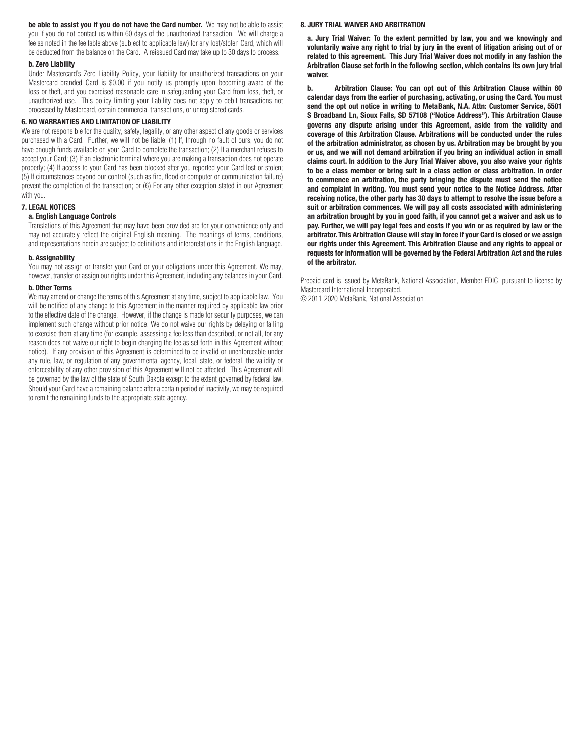**be able to assist you if you do not have the Card number.** We may not be able to assist you if you do not contact us within 60 days of the unauthorized transaction. We will charge a fee as noted in the fee table above (subject to applicable law) for any lost/stolen Card, which will be deducted from the balance on the Card. A reissued Card may take up to 30 days to process.

### b. Zero Liability

Under Mastercard's Zero Liability Policy, your liability for unauthorized transactions on your Mastercard-branded Card is $0.00 if you notify us promptly upon becoming aware of the loss or theft, and you exercised reasonable care in safeguarding your Card from loss, theft, or unauthorized use. This policy limiting your liability does not apply to debit transactions not processed by Mastercard, certain commercial transactions, or unregistered cards.

## 6. NO WARRANTIES AND LIMITATION OF LIABILITY

We are not responsible for the quality, safety, legality, or any other aspect of any goods or services purchased with a Card. Further, we will not be liable: (1) If, through no fault of ours, you do not have enough funds available on your Card to complete the transaction; (2) If a merchant refuses to accept your Card; (3) If an electronic terminal where you are making a transaction does not operate properly; (4) If access to your Card has been blocked after you reported your Card lost or stolen; (5) If circumstances beyond our control (such as fire, flood or computer or communication failure) prevent the completion of the transaction; or (6) For any other exception stated in our Agreement with you.

## 7. LEGAL NOTICES

### a. English Language Controls

Translations of this Agreement that may have been provided are for your convenience only and may not accurately reflect the original English meaning. The meanings of terms, conditions, and representations herein are subject to definitions and interpretations in the English language.

### b. Assignability

You may not assign or transfer your Card or your obligations under this Agreement. We may, however, transfer or assign our rights under this Agreement, including any balances in your Card.

### b. Other Terms

We may amend or change the terms of this Agreement at any time, subject to applicable law. You will be notified of any change to this Agreement in the manner required by applicable law prior to the effective date of the change. However, if the change is made for security purposes, we can implement such change without prior notice. We do not waive our rights by delaying or failing to exercise them at any time (for example, assessing a fee less than described, or not all, for any reason does not waive our right to begin charging the fee as set forth in this Agreement without notice). If any provision of this Agreement is determined to be invalid or unenforceable under any rule, law, or regulation of any governmental agency, local, state, or federal, the validity or enforceability of any other provision of this Agreement will not be affected. This Agreement will be governed by the law of the state of South Dakota except to the extent governed by federal law. Should your Card have a remaining balance after a certain period of inactivity, we may be required to remit the remaining funds to the appropriate state agency.

## 8. JURY TRIAL WAIVER AND ARBITRATION

**a. Jury Trial Waiver: To the extent permitted by law, you and we knowingly and voluntarily waive any right to trial by jury in the event of litigation arising out of or related to this agreement. This Jury Trial Waiver does not modify in any fashion the Arbitration Clause set forth in the following section, which contains its own jury trial waiver.**

**b. Arbitration Clause: You can opt out of this Arbitration Clause within 60 calendar days from the earlier of purchasing, activating, or using the Card. You must send the opt out notice in writing to MetaBank, N.A. Attn: Customer Service, 5501 S Broadband Ln, Sioux Falls, SD 57108 ("Notice Address"). This Arbitration Clause governs any dispute arising under this Agreement, aside from the validity and coverage of this Arbitration Clause. Arbitrations will be conducted under the rules of the arbitration administrator, as chosen by us. Arbitration may be brought by you or us, and we will not demand arbitration if you bring an individual action in small claims court. In addition to the Jury Trial Waiver above, you also waive your rights to be a class member or bring suit in a class action or class arbitration. In order to commence an arbitration, the party bringing the dispute must send the notice and complaint in writing. You must send your notice to the Notice Address. After receiving notice, the other party has 30 days to attempt to resolve the issue before a suit or arbitration commences. We will pay all costs associated with administering an arbitration brought by you in good faith, if you cannot get a waiver and ask us to pay. Further, we will pay legal fees and costs if you win or as required by law or the arbitrator. This Arbitration Clause will stay in force if your Card is closed or we assign our rights under this Agreement. This Arbitration Clause and any rights to appeal or requests for information will be governed by the Federal Arbitration Act and the rules of the arbitrator.**

Prepaid card is issued by MetaBank, National Association, Member FDIC, pursuant to license by Mastercard International Incorporated.
© 2011-2020 MetaBank, National Association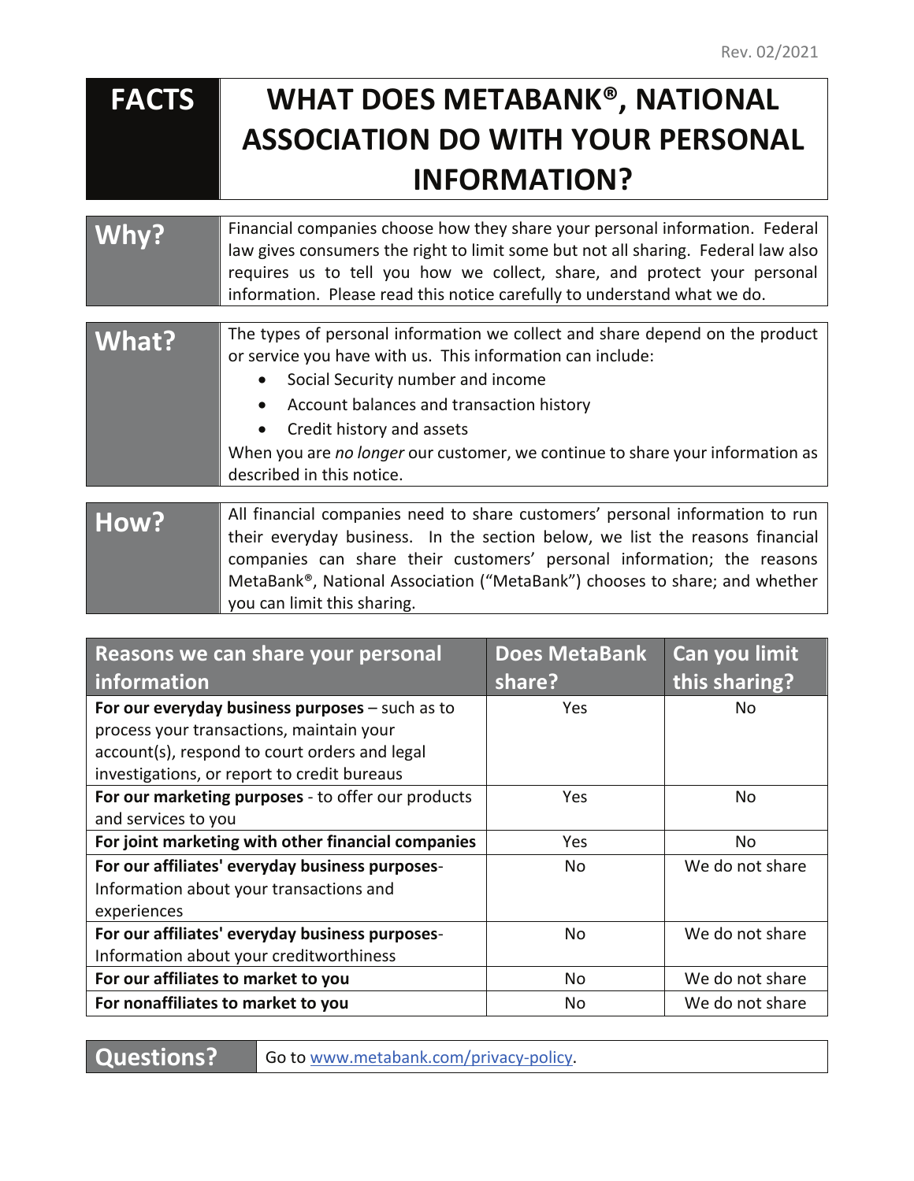Rev. 02/2021

| FACTS | WHAT DOES METABANK®, NATIONAL ASSOCIATION DO WITH YOUR PERSONAL INFORMATION? |
|---|---|

| | |
|---|---|
| **Why?** | Financial companies choose how they share your personal information. Federal law gives consumers the right to limit some but not all sharing. Federal law also requires us to tell you how we collect, share, and protect your personal information. Please read this notice carefully to understand what we do. |

| | |
|---|---|
| **What?** | The types of personal information we collect and share depend on the product or service you have with us. This information can include:<br>• Social Security number and income<br>• Account balances and transaction history<br>• Credit history and assets<br>When you are *no longer* our customer, we continue to share your information as described in this notice. |

| | |
|---|---|
| **How?** | All financial companies need to share customers' personal information to run their everyday business. In the section below, we list the reasons financial companies can share their customers' personal information; the reasons MetaBank®, National Association ("MetaBank") chooses to share; and whether you can limit this sharing. |

| Reasons we can share your personal information | Does MetaBank share? | Can you limit this sharing? |
|---|---|---|
| **For our everyday business purposes** – such as to process your transactions, maintain your account(s), respond to court orders and legal investigations, or report to credit bureaus | Yes | No |
| **For our marketing purposes** - to offer our products and services to you | Yes | No |
| **For joint marketing with other financial companies** | Yes | No |
| **For our affiliates' everyday business purposes**- Information about your transactions and experiences | No | We do not share |
| **For our affiliates' everyday business purposes**- Information about your creditworthiness | No | We do not share |
| **For our affiliates to market to you** | No | We do not share |
| **For nonaffiliates to market to you** | No | We do not share |

| | |
|---|---|
| **Questions?** | Go to www.metabank.com/privacy-policy. |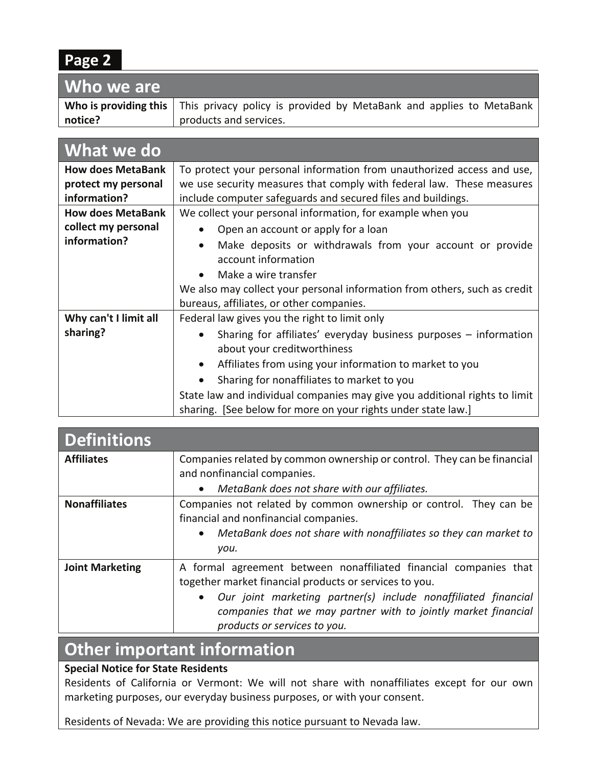## Page 2

| Who we are | |
|---|---|
| **Who is providing this notice?** | This privacy policy is provided by MetaBank and applies to MetaBank products and services. |

| What we do | |
|---|---|
| **How does MetaBank protect my personal information?** | To protect your personal information from unauthorized access and use, we use security measures that comply with federal law. These measures include computer safeguards and secured files and buildings. |
| **How does MetaBank collect my personal information?** | We collect your personal information, for example when you<br>• Open an account or apply for a loan<br>• Make deposits or withdrawals from your account or provide account information<br>• Make a wire transfer<br>We also may collect your personal information from others, such as credit bureaus, affiliates, or other companies. |
| **Why can't I limit all sharing?** | Federal law gives you the right to limit only<br>• Sharing for affiliates' everyday business purposes – information about your creditworthiness<br>• Affiliates from using your information to market to you<br>• Sharing for nonaffiliates to market to you<br>State law and individual companies may give you additional rights to limit sharing. [See below for more on your rights under state law.] |

| Definitions | |
|---|---|
| **Affiliates** | Companies related by common ownership or control. They can be financial and nonfinancial companies.<br>• *MetaBank does not share with our affiliates.* |
| **Nonaffiliates** | Companies not related by common ownership or control. They can be financial and nonfinancial companies.<br>• *MetaBank does not share with nonaffiliates so they can market to you.* |
| **Joint Marketing** | A formal agreement between nonaffiliated financial companies that together market financial products or services to you.<br>• *Our joint marketing partner(s) include nonaffiliated financial companies that we may partner with to jointly market financial products or services to you.* |

## Other important information

**Special Notice for State Residents**

Residents of California or Vermont: We will not share with nonaffiliates except for our own marketing purposes, our everyday business purposes, or with your consent.

Residents of Nevada: We are providing this notice pursuant to Nevada law.